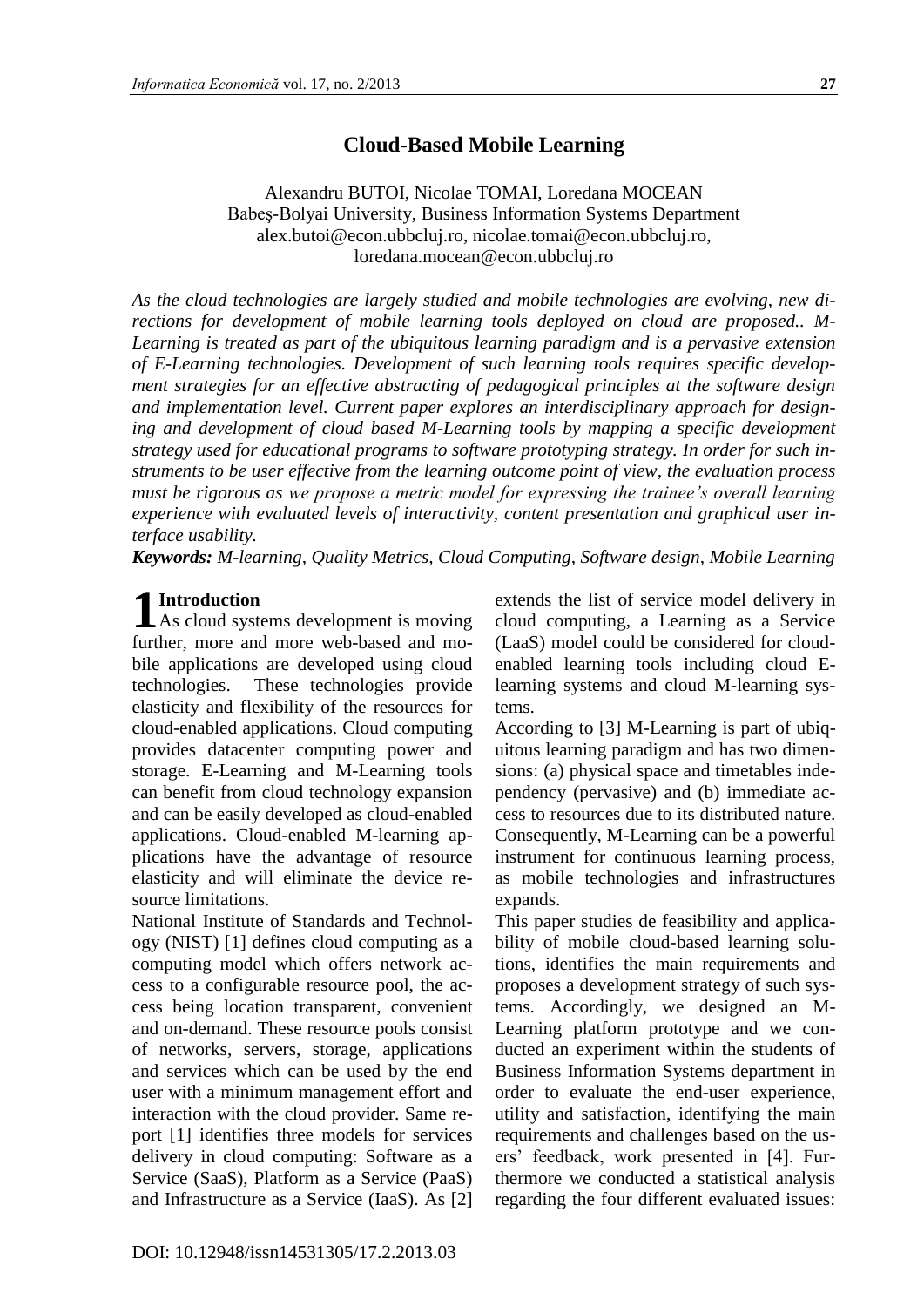# Cloud-Based Mobile Learning

Alexandru BUTOI, Nicolae TOMAI, Loredana MOCEAN
Babeş-Bolyai University, Business Information Systems Department
alex.butoi@econ.ubbcluj.ro, nicolae.tomai@econ.ubbcluj.ro,
loredana.mocean@econ.ubbcluj.ro

*As the cloud technologies are largely studied and mobile technologies are evolving, new directions for development of mobile learning tools deployed on cloud are proposed.. M-Learning is treated as part of the ubiquitous learning paradigm and is a pervasive extension of E-Learning technologies. Development of such learning tools requires specific development strategies for an effective abstracting of pedagogical principles at the software design and implementation level. Current paper explores an interdisciplinary approach for designing and development of cloud based M-Learning tools by mapping a specific development strategy used for educational programs to software prototyping strategy. In order for such instruments to be user effective from the learning outcome point of view, the evaluation process must be rigorous as we propose a metric model for expressing the trainee's overall learning experience with evaluated levels of interactivity, content presentation and graphical user interface usability.*

***Keywords:*** *M-learning, Quality Metrics, Cloud Computing, Software design, Mobile Learning*

## 1 Introduction

As cloud systems development is moving further, more and more web-based and mobile applications are developed using cloud technologies. These technologies provide elasticity and flexibility of the resources for cloud-enabled applications. Cloud computing provides datacenter computing power and storage. E-Learning and M-Learning tools can benefit from cloud technology expansion and can be easily developed as cloud-enabled applications. Cloud-enabled M-learning applications have the advantage of resource elasticity and will eliminate the device resource limitations.

National Institute of Standards and Technology (NIST) [1] defines cloud computing as a computing model which offers network access to a configurable resource pool, the access being location transparent, convenient and on-demand. These resource pools consist of networks, servers, storage, applications and services which can be used by the end user with a minimum management effort and interaction with the cloud provider. Same report [1] identifies three models for services delivery in cloud computing: Software as a Service (SaaS), Platform as a Service (PaaS) and Infrastructure as a Service (IaaS). As [2] extends the list of service model delivery in cloud computing, a Learning as a Service (LaaS) model could be considered for cloud-enabled learning tools including cloud E-learning systems and cloud M-learning systems.

According to [3] M-Learning is part of ubiquitous learning paradigm and has two dimensions: (a) physical space and timetables independency (pervasive) and (b) immediate access to resources due to its distributed nature. Consequently, M-Learning can be a powerful instrument for continuous learning process, as mobile technologies and infrastructures expands.

This paper studies de feasibility and applicability of mobile cloud-based learning solutions, identifies the main requirements and proposes a development strategy of such systems. Accordingly, we designed an M-Learning platform prototype and we conducted an experiment within the students of Business Information Systems department in order to evaluate the end-user experience, utility and satisfaction, identifying the main requirements and challenges based on the users' feedback, work presented in [4]. Furthermore we conducted a statistical analysis regarding the four different evaluated issues:

DOI: 10.12948/issn14531305/17.2.2013.03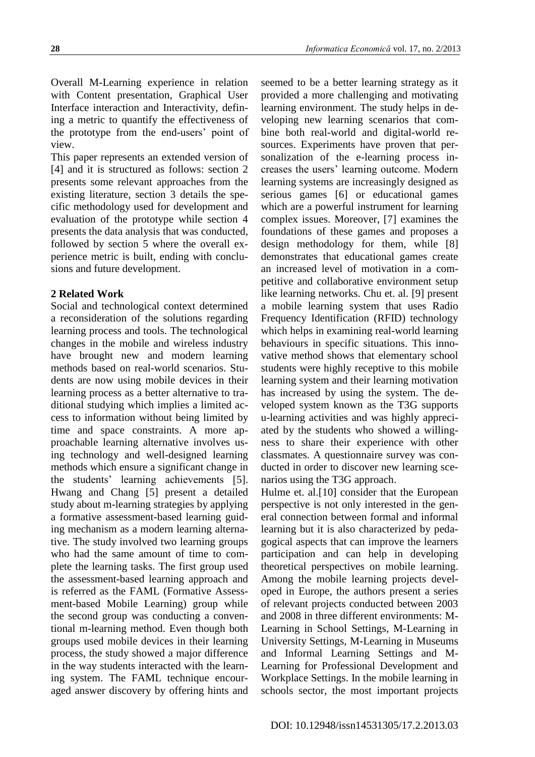Overall M-Learning experience in relation with Content presentation, Graphical User Interface interaction and Interactivity, defining a metric to quantify the effectiveness of the prototype from the end-users' point of view.

This paper represents an extended version of [4] and it is structured as follows: section 2 presents some relevant approaches from the existing literature, section 3 details the specific methodology used for development and evaluation of the prototype while section 4 presents the data analysis that was conducted, followed by section 5 where the overall experience metric is built, ending with conclusions and future development.

## 2 Related Work

Social and technological context determined a reconsideration of the solutions regarding learning process and tools. The technological changes in the mobile and wireless industry have brought new and modern learning methods based on real-world scenarios. Students are now using mobile devices in their learning process as a better alternative to traditional studying which implies a limited access to information without being limited by time and space constraints. A more approachable learning alternative involves using technology and well-designed learning methods which ensure a significant change in the students' learning achievements [5]. Hwang and Chang [5] present a detailed study about m-learning strategies by applying a formative assessment-based learning guiding mechanism as a modern learning alternative. The study involved two learning groups who had the same amount of time to complete the learning tasks. The first group used the assessment-based learning approach and is referred as the FAML (Formative Assessment-based Mobile Learning) group while the second group was conducting a conventional m-learning method. Even though both groups used mobile devices in their learning process, the study showed a major difference in the way students interacted with the learning system. The FAML technique encouraged answer discovery by offering hints and seemed to be a better learning strategy as it provided a more challenging and motivating learning environment. The study helps in developing new learning scenarios that combine both real-world and digital-world resources. Experiments have proven that personalization of the e-learning process increases the users' learning outcome. Modern learning systems are increasingly designed as serious games [6] or educational games which are a powerful instrument for learning complex issues. Moreover, [7] examines the foundations of these games and proposes a design methodology for them, while [8] demonstrates that educational games create an increased level of motivation in a competitive and collaborative environment setup like learning networks. Chu et. al. [9] present a mobile learning system that uses Radio Frequency Identification (RFID) technology which helps in examining real-world learning behaviours in specific situations. This innovative method shows that elementary school students were highly receptive to this mobile learning system and their learning motivation has increased by using the system. The developed system known as the T3G supports u-learning activities and was highly appreciated by the students who showed a willingness to share their experience with other classmates. A questionnaire survey was conducted in order to discover new learning scenarios using the T3G approach.

Hulme et. al.[10] consider that the European perspective is not only interested in the general connection between formal and informal learning but it is also characterized by pedagogical aspects that can improve the learners participation and can help in developing theoretical perspectives on mobile learning. Among the mobile learning projects developed in Europe, the authors present a series of relevant projects conducted between 2003 and 2008 in three different environments: M-Learning in School Settings, M-Learning in University Settings, M-Learning in Museums and Informal Learning Settings and M-Learning for Professional Development and Workplace Settings. In the mobile learning in schools sector, the most important projects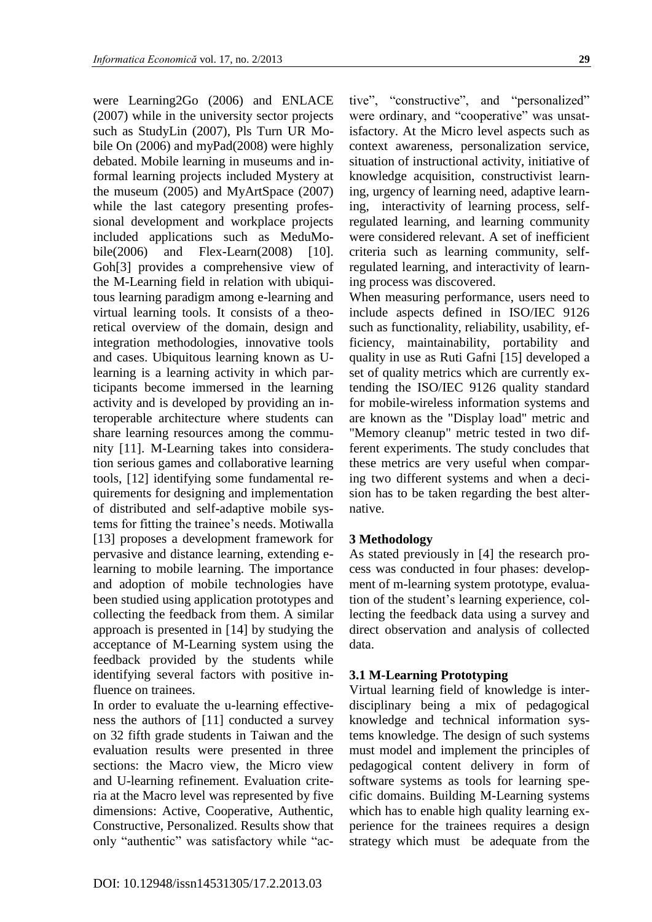were Learning2Go (2006) and ENLACE (2007) while in the university sector projects such as StudyLin (2007), Pls Turn UR Mobile On (2006) and myPad(2008) were highly debated. Mobile learning in museums and informal learning projects included Mystery at the museum (2005) and MyArtSpace (2007) while the last category presenting professional development and workplace projects included applications such as MeduMobile(2006) and Flex-Learn(2008) [10]. Goh[3] provides a comprehensive view of the M-Learning field in relation with ubiquitous learning paradigm among e-learning and virtual learning tools. It consists of a theoretical overview of the domain, design and integration methodologies, innovative tools and cases. Ubiquitous learning known as U-learning is a learning activity in which participants become immersed in the learning activity and is developed by providing an interoperable architecture where students can share learning resources among the community [11]. M-Learning takes into consideration serious games and collaborative learning tools, [12] identifying some fundamental requirements for designing and implementation of distributed and self-adaptive mobile systems for fitting the trainee's needs. Motiwalla [13] proposes a development framework for pervasive and distance learning, extending e-learning to mobile learning. The importance and adoption of mobile technologies have been studied using application prototypes and collecting the feedback from them. A similar approach is presented in [14] by studying the acceptance of M-Learning system using the feedback provided by the students while identifying several factors with positive influence on trainees.

In order to evaluate the u-learning effectiveness the authors of [11] conducted a survey on 32 fifth grade students in Taiwan and the evaluation results were presented in three sections: the Macro view, the Micro view and U-learning refinement. Evaluation criteria at the Macro level was represented by five dimensions: Active, Cooperative, Authentic, Constructive, Personalized. Results show that only "authentic" was satisfactory while "active", "constructive", and "personalized" were ordinary, and "cooperative" was unsatisfactory. At the Micro level aspects such as context awareness, personalization service, situation of instructional activity, initiative of knowledge acquisition, constructivist learning, urgency of learning need, adaptive learning, interactivity of learning process, self-regulated learning, and learning community were considered relevant. A set of inefficient criteria such as learning community, self-regulated learning, and interactivity of learning process was discovered.

When measuring performance, users need to include aspects defined in ISO/IEC 9126 such as functionality, reliability, usability, efficiency, maintainability, portability and quality in use as Ruti Gafni [15] developed a set of quality metrics which are currently extending the ISO/IEC 9126 quality standard for mobile-wireless information systems and are known as the "Display load" metric and "Memory cleanup" metric tested in two different experiments. The study concludes that these metrics are very useful when comparing two different systems and when a decision has to be taken regarding the best alternative.

## 3 Methodology

As stated previously in [4] the research process was conducted in four phases: development of m-learning system prototype, evaluation of the student's learning experience, collecting the feedback data using a survey and direct observation and analysis of collected data.

### 3.1 M-Learning Prototyping

Virtual learning field of knowledge is interdisciplinary being a mix of pedagogical knowledge and technical information systems knowledge. The design of such systems must model and implement the principles of pedagogical content delivery in form of software systems as tools for learning specific domains. Building M-Learning systems which has to enable high quality learning experience for the trainees requires a design strategy which must be adequate from the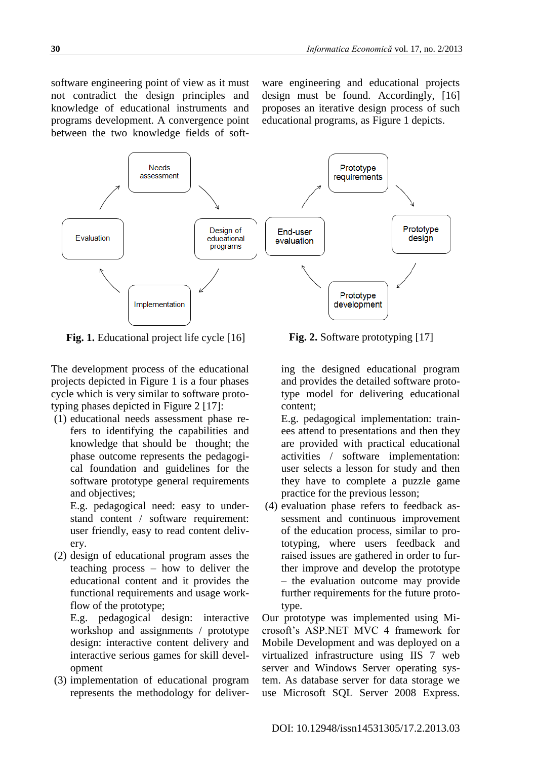software engineering point of view as it must not contradict the design principles and knowledge of educational instruments and programs development. A convergence point between the two knowledge fields of software engineering and educational projects design must be found. Accordingly, [16] proposes an iterative design process of such educational programs, as Figure 1 depicts.

Needs assessment

Design of educational programs

Implementation

Evaluation

**Fig. 1.** Educational project life cycle [16]

Prototype requirements

Prototype design

Prototype development

End-user evaluation

**Fig. 2.** Software prototyping [17]

The development process of the educational projects depicted in Figure 1 is a four phases cycle which is very similar to software prototyping phases depicted in Figure 2 [17]:

(1) educational needs assessment phase refers to identifying the capabilities and knowledge that should be thought; the phase outcome represents the pedagogical foundation and guidelines for the software prototype general requirements and objectives;
 E.g. pedagogical need: easy to understand content / software requirement: user friendly, easy to read content delivery.

(2) design of educational program asses the teaching process – how to deliver the educational content and it provides the functional requirements and usage workflow of the prototype;
 E.g. pedagogical design: interactive workshop and assignments / prototype design: interactive content delivery and interactive serious games for skill development

(3) implementation of educational program represents the methodology for delivering the designed educational program and provides the detailed software prototype model for delivering educational content;
 E.g. pedagogical implementation: trainees attend to presentations and then they are provided with practical educational activities / software implementation: user selects a lesson for study and then they have to complete a puzzle game practice for the previous lesson;

(4) evaluation phase refers to feedback assessment and continuous improvement of the education process, similar to prototyping, where users feedback and raised issues are gathered in order to further improve and develop the prototype – the evaluation outcome may provide further requirements for the future prototype.

Our prototype was implemented using Microsoft's ASP.NET MVC 4 framework for Mobile Development and was deployed on a virtualized infrastructure using IIS 7 web server and Windows Server operating system. As database server for data storage we use Microsoft SQL Server 2008 Express.

DOI: 10.12948/issn14531305/17.2.2013.03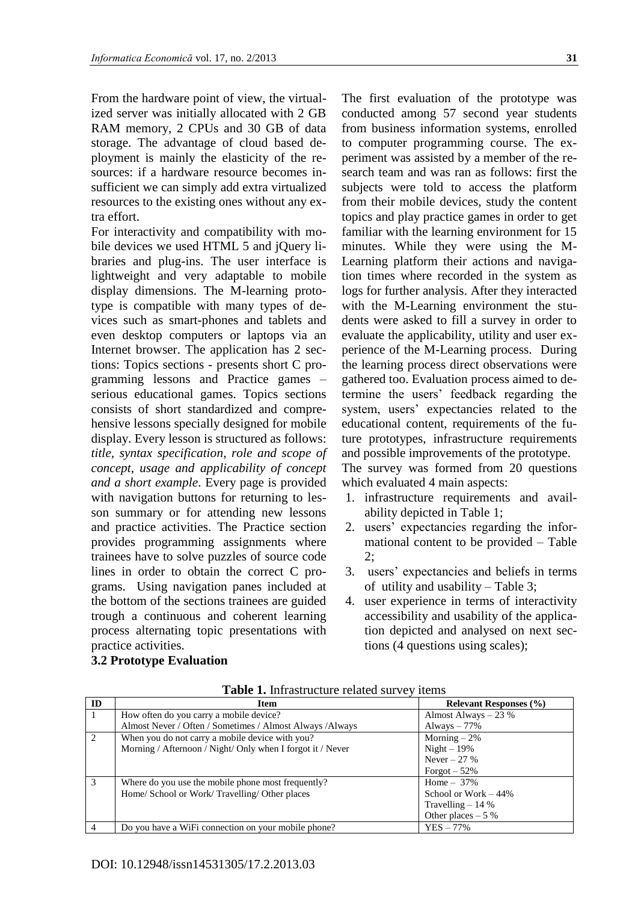From the hardware point of view, the virtualized server was initially allocated with 2 GB RAM memory, 2 CPUs and 30 GB of data storage. The advantage of cloud based deployment is mainly the elasticity of the resources: if a hardware resource becomes insufficient we can simply add extra virtualized resources to the existing ones without any extra effort.

For interactivity and compatibility with mobile devices we used HTML 5 and jQuery libraries and plug-ins. The user interface is lightweight and very adaptable to mobile display dimensions. The M-learning prototype is compatible with many types of devices such as smart-phones and tablets and even desktop computers or laptops via an Internet browser. The application has 2 sections: Topics sections - presents short C programming lessons and Practice games – serious educational games. Topics sections consists of short standardized and comprehensive lessons specially designed for mobile display. Every lesson is structured as follows: *title, syntax specification, role and scope of concept, usage and applicability of concept and a short example*. Every page is provided with navigation buttons for returning to lesson summary or for attending new lessons and practice activities. The Practice section provides programming assignments where trainees have to solve puzzles of source code lines in order to obtain the correct C programs. Using navigation panes included at the bottom of the sections trainees are guided trough a continuous and coherent learning process alternating topic presentations with practice activities.

### 3.2 Prototype Evaluation

The first evaluation of the prototype was conducted among 57 second year students from business information systems, enrolled to computer programming course. The experiment was assisted by a member of the research team and was ran as follows: first the subjects were told to access the platform from their mobile devices, study the content topics and play practice games in order to get familiar with the learning environment for 15 minutes. While they were using the M-Learning platform their actions and navigation times where recorded in the system as logs for further analysis. After they interacted with the M-Learning environment the students were asked to fill a survey in order to evaluate the applicability, utility and user experience of the M-Learning process. During the learning process direct observations were gathered too. Evaluation process aimed to determine the users' feedback regarding the system, users' expectancies related to the educational content, requirements of the future prototypes, infrastructure requirements and possible improvements of the prototype.

The survey was formed from 20 questions which evaluated 4 main aspects:

1. infrastructure requirements and availability depicted in Table 1;
2. users' expectancies regarding the informational content to be provided – Table 2;
3. users' expectancies and beliefs in terms of utility and usability – Table 3;
4. user experience in terms of interactivity accessibility and usability of the application depicted and analysed on next sections (4 questions using scales);

**Table 1.** Infrastructure related survey items

| ID | Item | Relevant Responses (%) |
|---|---|---|
| 1 | How often do you carry a mobile device?<br>Almost Never / Often / Sometimes / Almost Always /Always | Almost Always – 23 %<br>Always – 77% |
| 2 | When you do not carry a mobile device with you?<br>Morning / Afternoon / Night/ Only when I forgot it / Never | Morning – 2%<br>Night – 19%<br>Never – 27 %<br>Forgot – 52% |
| 3 | Where do you use the mobile phone most frequently?<br>Home/ School or Work/ Travelling/ Other places | Home – 37%<br>School or Work – 44%<br>Travelling – 14 %<br>Other places – 5 % |
| 4 | Do you have a WiFi connection on your mobile phone? | YES – 77% |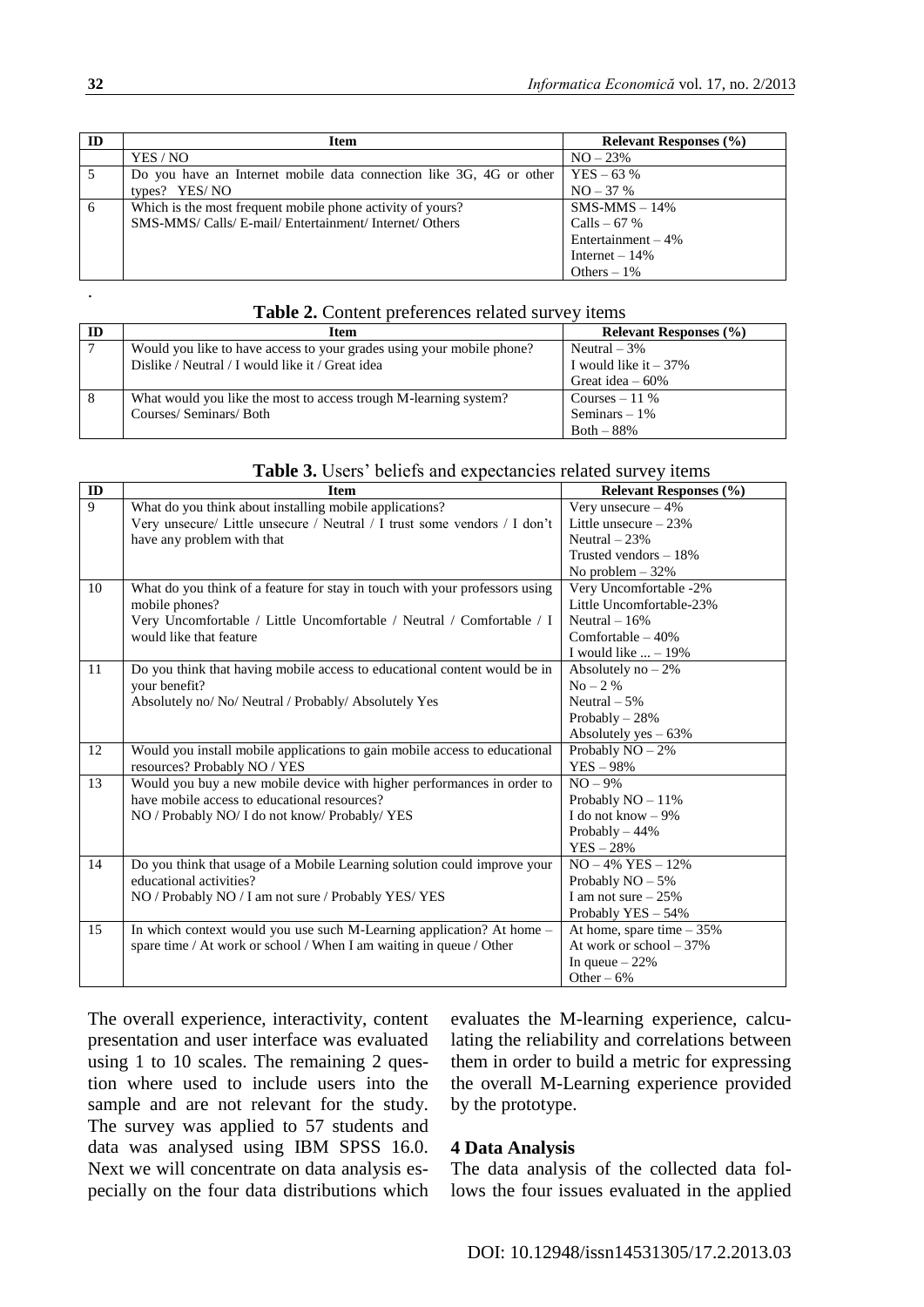| ID | Item | Relevant Responses (%) |
|---|---|---|
| | YES / NO | NO – 23% |
| 5 | Do you have an Internet mobile data connection like 3G, 4G or other types? YES/ NO | YES – 63 %<br>NO – 37 % |
| 6 | Which is the most frequent mobile phone activity of yours?<br>SMS-MMS/ Calls/ E-mail/ Entertainment/ Internet/ Others | SMS-MMS – 14%<br>Calls – 67 %<br>Entertainment – 4%<br>Internet – 14%<br>Others – 1% |

.

**Table 2.** Content preferences related survey items

| ID | Item | Relevant Responses (%) |
|---|---|---|
| 7 | Would you like to have access to your grades using your mobile phone?<br>Dislike / Neutral / I would like it / Great idea | Neutral – 3%<br>I would like it – 37%<br>Great idea – 60% |
| 8 | What would you like the most to access trough M-learning system?<br>Courses/ Seminars/ Both | Courses – 11 %<br>Seminars – 1%<br>Both – 88% |

**Table 3.** Users' beliefs and expectancies related survey items

| ID | Item | Relevant Responses (%) |
|---|---|---|
| 9 | What do you think about installing mobile applications?<br>Very unsecure/ Little unsecure / Neutral / I trust some vendors / I don't have any problem with that | Very unsecure – 4%<br>Little unsecure – 23%<br>Neutral – 23%<br>Trusted vendors – 18%<br>No problem – 32% |
| 10 | What do you think of a feature for stay in touch with your professors using mobile phones?<br>Very Uncomfortable / Little Uncomfortable / Neutral / Comfortable / I would like that feature | Very Uncomfortable -2%<br>Little Uncomfortable-23%<br>Neutral – 16%<br>Comfortable – 40%<br>I would like ... – 19% |
| 11 | Do you think that having mobile access to educational content would be in your benefit?<br>Absolutely no/ No/ Neutral / Probably/ Absolutely Yes | Absolutely no – 2%<br>No – 2 %<br>Neutral – 5%<br>Probably – 28%<br>Absolutely yes – 63% |
| 12 | Would you install mobile applications to gain mobile access to educational resources? Probably NO / YES | Probably NO – 2%<br>YES – 98% |
| 13 | Would you buy a new mobile device with higher performances in order to have mobile access to educational resources?<br>NO / Probably NO/ I do not know/ Probably/ YES | NO – 9%<br>Probably NO – 11%<br>I do not know – 9%<br>Probably – 44%<br>YES – 28% |
| 14 | Do you think that usage of a Mobile Learning solution could improve your educational activities?<br>NO / Probably NO / I am not sure / Probably YES/ YES | NO – 4% YES – 12%<br>Probably NO – 5%<br>I am not sure – 25%<br>Probably YES – 54% |
| 15 | In which context would you use such M-Learning application? At home – spare time / At work or school / When I am waiting in queue / Other | At home, spare time – 35%<br>At work or school – 37%<br>In queue – 22%<br>Other – 6% |

The overall experience, interactivity, content presentation and user interface was evaluated using 1 to 10 scales. The remaining 2 question where used to include users into the sample and are not relevant for the study. The survey was applied to 57 students and data was analysed using IBM SPSS 16.0. Next we will concentrate on data analysis especially on the four data distributions which evaluates the M-learning experience, calculating the reliability and correlations between them in order to build a metric for expressing the overall M-Learning experience provided by the prototype.

## 4 Data Analysis

The data analysis of the collected data follows the four issues evaluated in the applied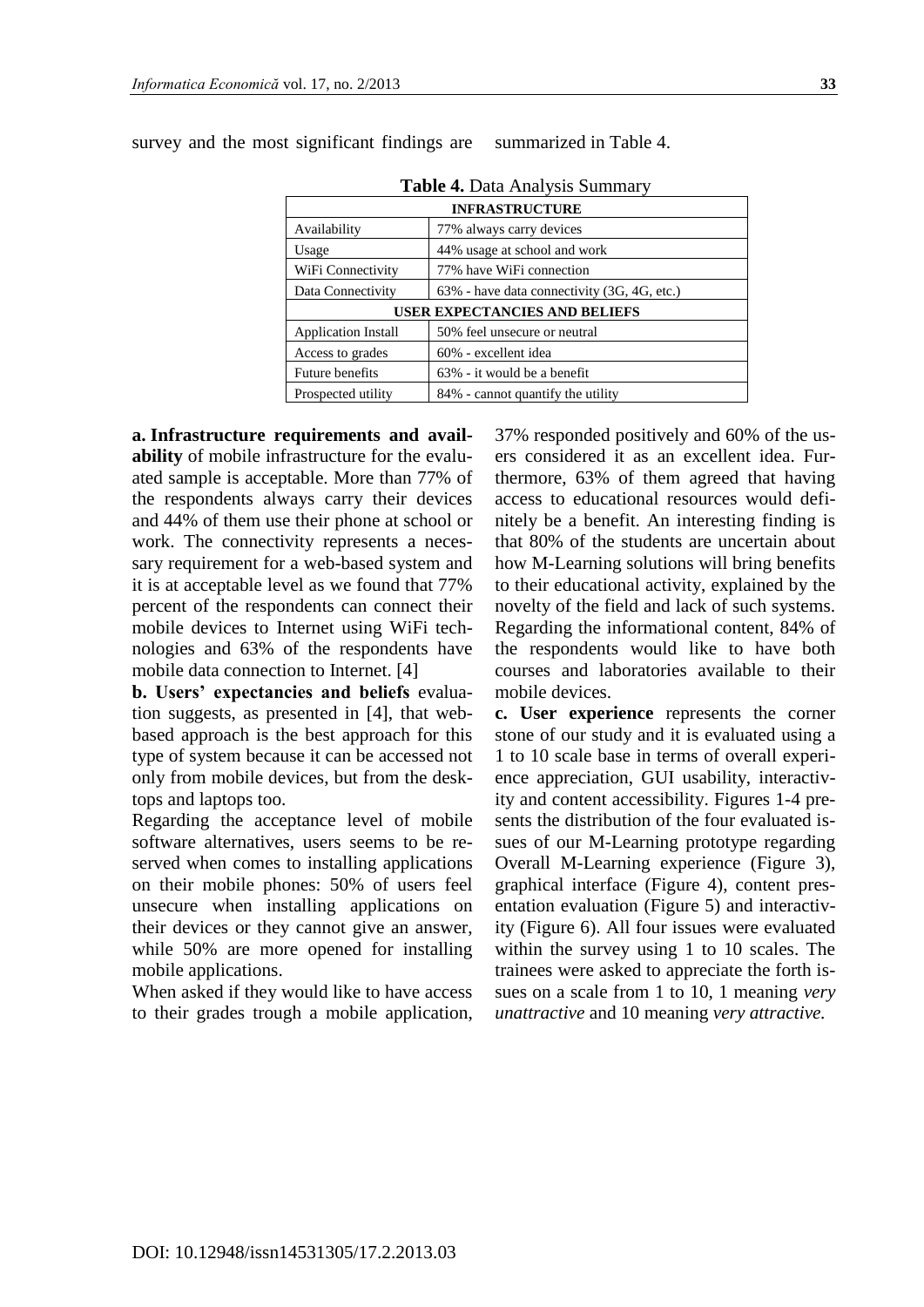survey and the most significant findings are summarized in Table 4.

**Table 4.** Data Analysis Summary

| INFRASTRUCTURE | |
|---|---|
| Availability | 77% always carry devices |
| Usage | 44% usage at school and work |
| WiFi Connectivity | 77% have WiFi connection |
| Data Connectivity | 63% - have data connectivity (3G, 4G, etc.) |
| **USER EXPECTANCIES AND BELIEFS** | |
| Application Install | 50% feel unsecure or neutral |
| Access to grades | 60% - excellent idea |
| Future benefits | 63% - it would be a benefit |
| Prospected utility | 84% - cannot quantify the utility |

**a. Infrastructure requirements and availability** of mobile infrastructure for the evaluated sample is acceptable. More than 77% of the respondents always carry their devices and 44% of them use their phone at school or work. The connectivity represents a necessary requirement for a web-based system and it is at acceptable level as we found that 77% percent of the respondents can connect their mobile devices to Internet using WiFi technologies and 63% of the respondents have mobile data connection to Internet. [4]

**b. Users' expectancies and beliefs** evaluation suggests, as presented in [4], that web-based approach is the best approach for this type of system because it can be accessed not only from mobile devices, but from the desktops and laptops too.

Regarding the acceptance level of mobile software alternatives, users seems to be reserved when comes to installing applications on their mobile phones: 50% of users feel unsecure when installing applications on their devices or they cannot give an answer, while 50% are more opened for installing mobile applications.

When asked if they would like to have access to their grades trough a mobile application, 37% responded positively and 60% of the users considered it as an excellent idea. Furthermore, 63% of them agreed that having access to educational resources would definitely be a benefit. An interesting finding is that 80% of the students are uncertain about how M-Learning solutions will bring benefits to their educational activity, explained by the novelty of the field and lack of such systems. Regarding the informational content, 84% of the respondents would like to have both courses and laboratories available to their mobile devices.

**c. User experience** represents the corner stone of our study and it is evaluated using a 1 to 10 scale base in terms of overall experience appreciation, GUI usability, interactivity and content accessibility. Figures 1-4 presents the distribution of the four evaluated issues of our M-Learning prototype regarding Overall M-Learning experience (Figure 3), graphical interface (Figure 4), content presentation evaluation (Figure 5) and interactivity (Figure 6). All four issues were evaluated within the survey using 1 to 10 scales. The trainees were asked to appreciate the forth issues on a scale from 1 to 10, 1 meaning *very unattractive* and 10 meaning *very attractive.*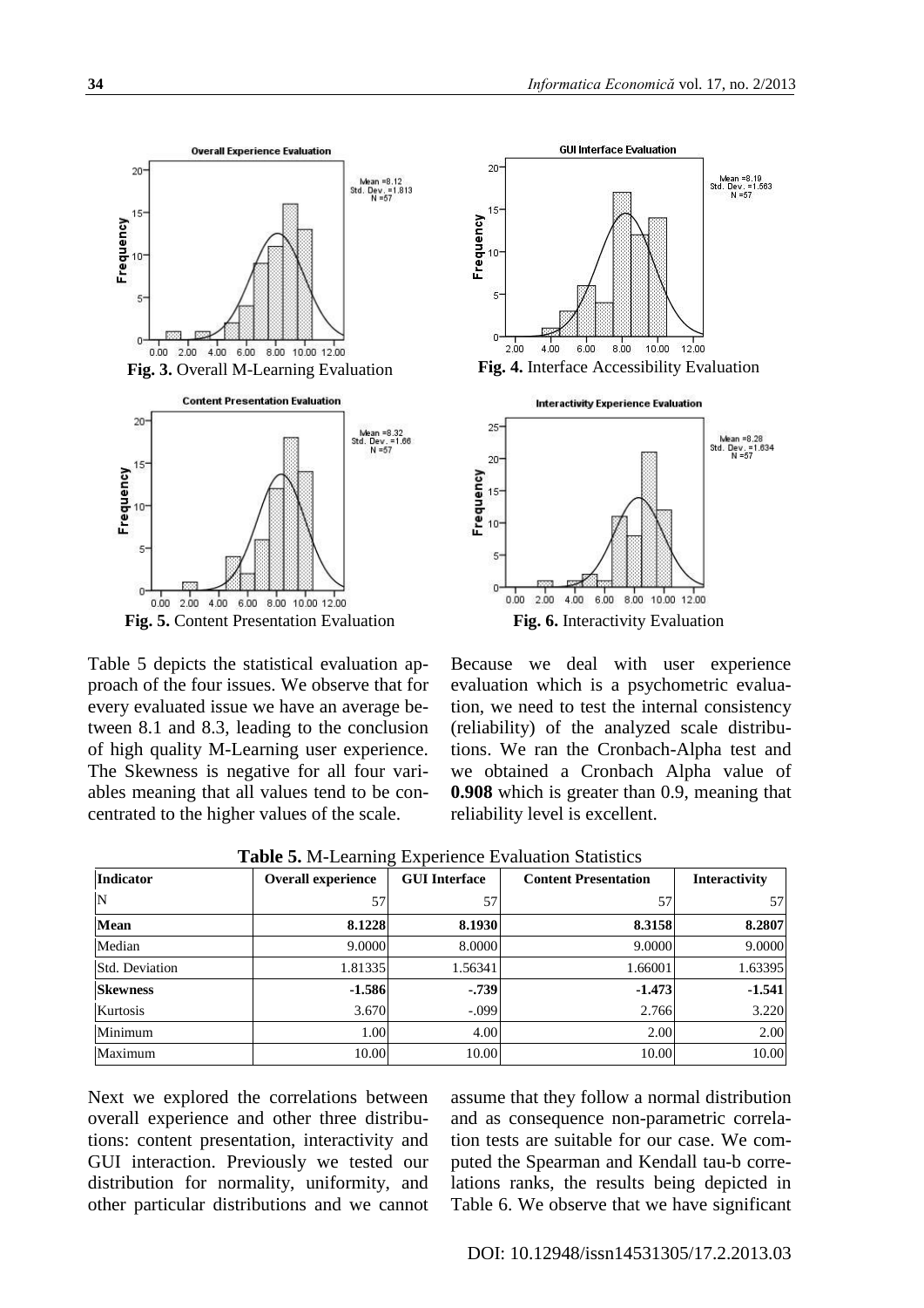Fig. 3. Overall M-Learning Evaluation

Fig. 4. Interface Accessibility Evaluation

Fig. 5. Content Presentation Evaluation

Fig. 6. Interactivity Evaluation

Table 5 depicts the statistical evaluation approach of the four issues. We observe that for every evaluated issue we have an average between 8.1 and 8.3, leading to the conclusion of high quality M-Learning user experience. The Skewness is negative for all four variables meaning that all values tend to be concentrated to the higher values of the scale.

Because we deal with user experience evaluation which is a psychometric evaluation, we need to test the internal consistency (reliability) of the analyzed scale distributions. We ran the Cronbach-Alpha test and we obtained a Cronbach Alpha value of **0.908** which is greater than 0.9, meaning that reliability level is excellent.

**Table 5.** M-Learning Experience Evaluation Statistics

| Indicator | Overall experience | GUI Interface | Content Presentation | Interactivity |
|---|---|---|---|---|
| N | 57 | 57 | 57 | 57 |
| **Mean** | **8.1228** | **8.1930** | **8.3158** | **8.2807** |
| Median | 9.0000 | 8.0000 | 9.0000 | 9.0000 |
| Std. Deviation | 1.81335 | 1.56341 | 1.66001 | 1.63395 |
| **Skewness** | **-1.586** | **-.739** | **-1.473** | **-1.541** |
| Kurtosis | 3.670 | -.099 | 2.766 | 3.220 |
| Minimum | 1.00 | 4.00 | 2.00 | 2.00 |
| Maximum | 10.00 | 10.00 | 10.00 | 10.00 |

Next we explored the correlations between overall experience and other three distributions: content presentation, interactivity and GUI interaction. Previously we tested our distribution for normality, uniformity, and other particular distributions and we cannot assume that they follow a normal distribution and as consequence non-parametric correlation tests are suitable for our case. We computed the Spearman and Kendall tau-b correlations ranks, the results being depicted in Table 6. We observe that we have significant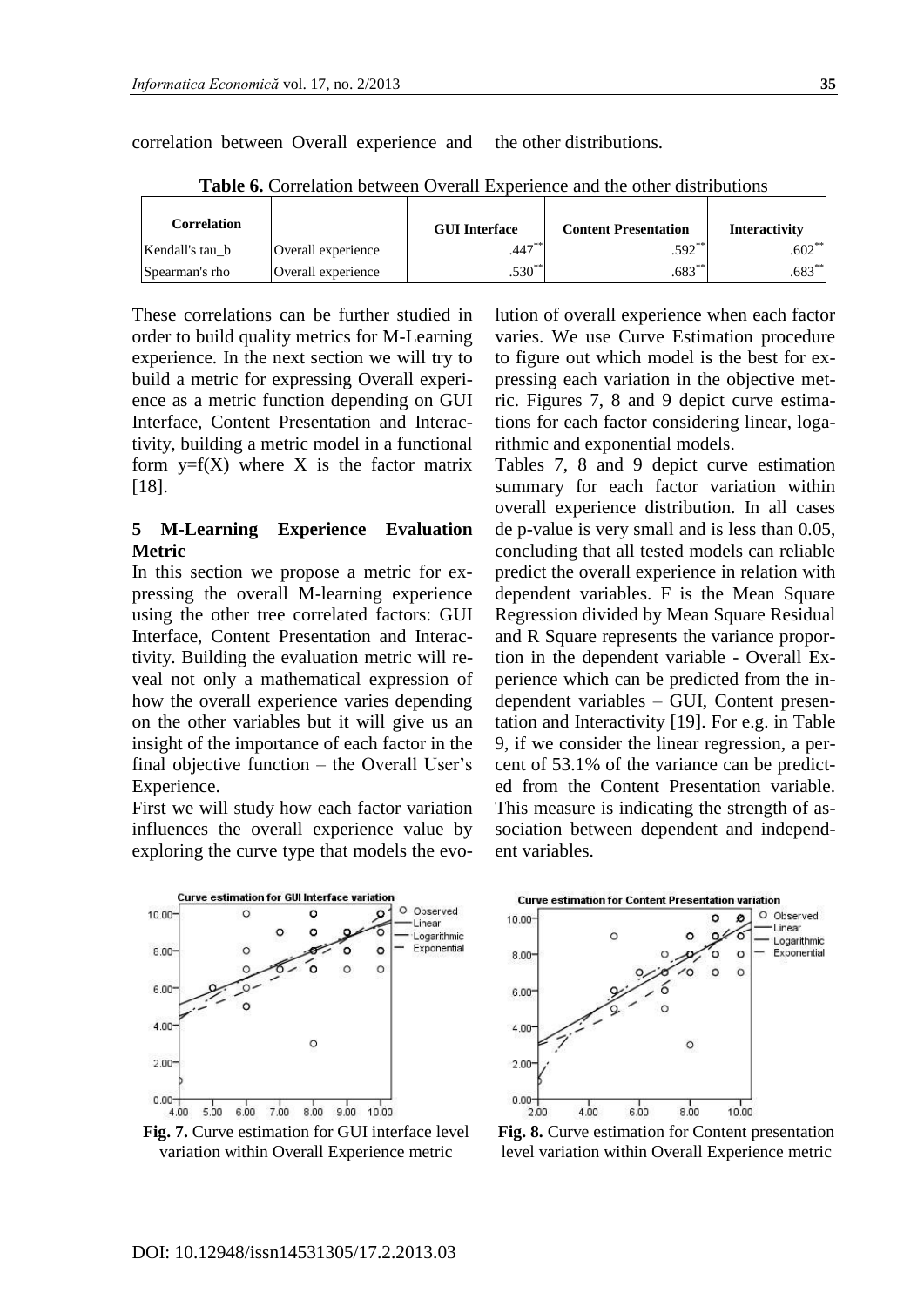correlation between Overall experience and the other distributions.

**Table 6.** Correlation between Overall Experience and the other distributions

| Correlation | | GUI Interface | Content Presentation | Interactivity |
|---|---|---|---|---|
| Kendall's tau_b | Overall experience | .447** | .592** | .602** |
| Spearman's rho | Overall experience | .530** | .683** | .683** |

These correlations can be further studied in order to build quality metrics for M-Learning experience. In the next section we will try to build a metric for expressing Overall experience as a metric function depending on GUI Interface, Content Presentation and Interactivity, building a metric model in a functional form y=f(X) where X is the factor matrix [18].

## 5 M-Learning Experience Evaluation Metric

In this section we propose a metric for expressing the overall M-learning experience using the other tree correlated factors: GUI Interface, Content Presentation and Interactivity. Building the evaluation metric will reveal not only a mathematical expression of how the overall experience varies depending on the other variables but it will give us an insight of the importance of each factor in the final objective function – the Overall User's Experience.

First we will study how each factor variation influences the overall experience value by exploring the curve type that models the evolution of overall experience when each factor varies. We use Curve Estimation procedure to figure out which model is the best for expressing each variation in the objective metric. Figures 7, 8 and 9 depict curve estimations for each factor considering linear, logarithmic and exponential models.

Tables 7, 8 and 9 depict curve estimation summary for each factor variation within overall experience distribution. In all cases de p-value is very small and is less than 0.05, concluding that all tested models can reliable predict the overall experience in relation with dependent variables. F is the Mean Square Regression divided by Mean Square Residual and R Square represents the variance proportion in the dependent variable - Overall Experience which can be predicted from the independent variables – GUI, Content presentation and Interactivity [19]. For e.g. in Table 9, if we consider the linear regression, a percent of 53.1% of the variance can be predicted from the Content Presentation variable. This measure is indicating the strength of association between dependent and independent variables.

**Fig. 7.** Curve estimation for GUI interface level variation within Overall Experience metric

**Fig. 8.** Curve estimation for Content presentation level variation within Overall Experience metric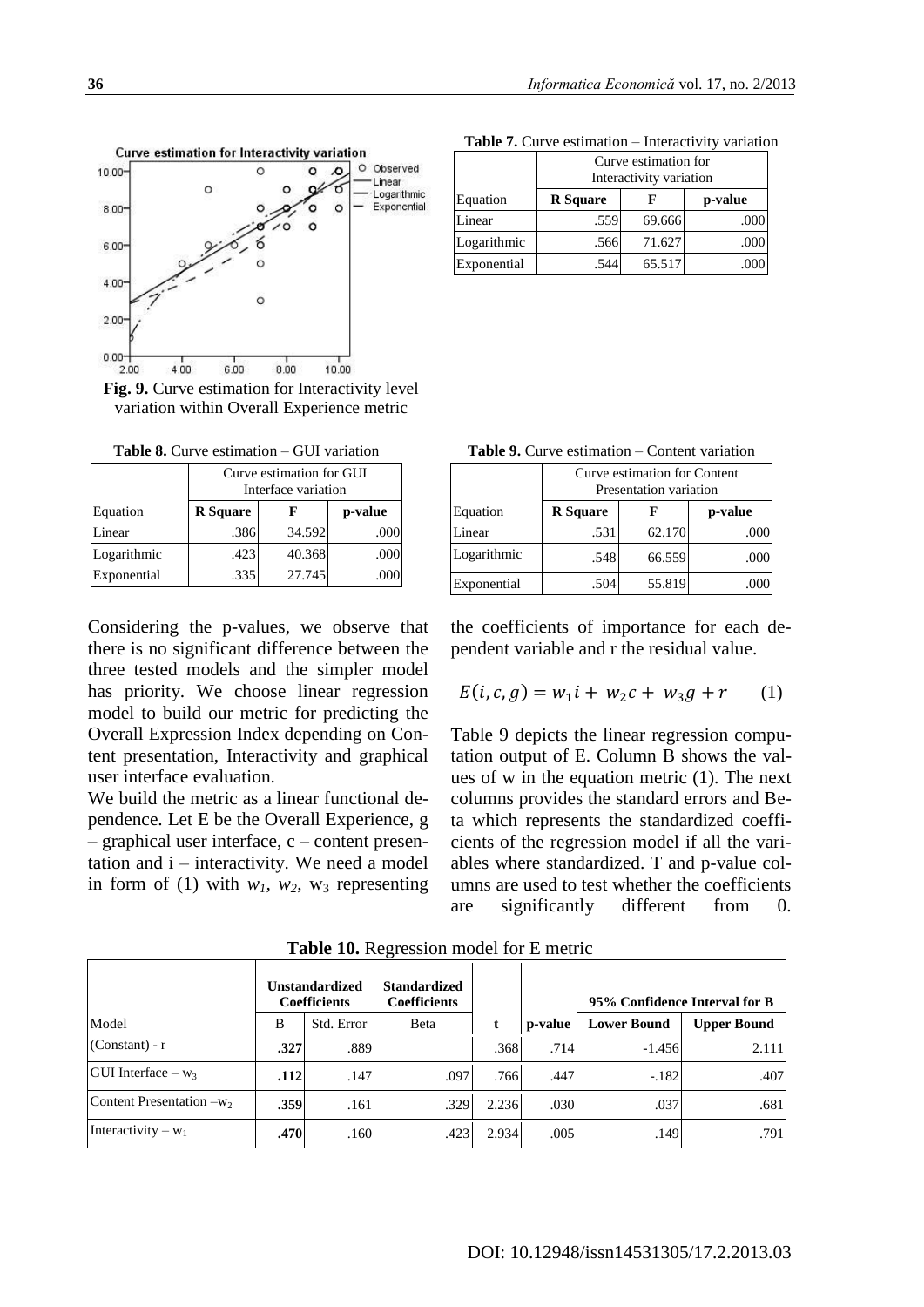Fig. 9. Curve estimation for Interactivity level variation within Overall Experience metric

**Table 7.** Curve estimation – Interactivity variation

| Equation | Curve estimation for Interactivity variation | | |
|---|---|---|---|
| | **R Square** | **F** | **p-value** |
| Linear | .559 | 69.666 | .000 |
| Logarithmic | .566 | 71.627 | .000 |
| Exponential | .544 | 65.517 | .000 |

**Table 8.** Curve estimation – GUI variation

| Equation | Curve estimation for GUI Interface variation | | |
|---|---|---|---|
| | **R Square** | **F** | **p-value** |
| Linear | .386 | 34.592 | .000 |
| Logarithmic | .423 | 40.368 | .000 |
| Exponential | .335 | 27.745 | .000 |

**Table 9.** Curve estimation – Content variation

| Equation | Curve estimation for Content Presentation variation | | |
|---|---|---|---|
| | **R Square** | **F** | **p-value** |
| Linear | .531 | 62.170 | .000 |
| Logarithmic | .548 | 66.559 | .000 |
| Exponential | .504 | 55.819 | .000 |

Considering the p-values, we observe that there is no significant difference between the three tested models and the simpler model has priority. We choose linear regression model to build our metric for predicting the Overall Expression Index depending on Content presentation, Interactivity and graphical user interface evaluation.

We build the metric as a linear functional dependence. Let E be the Overall Experience, g – graphical user interface, c – content presentation and i – interactivity. We need a model in form of (1) with $w_1$, $w_2$, $w_3$ representing the coefficients of importance for each dependent variable and r the residual value.

$$E(i, c, g) = w_1 i + w_2 c + w_3 g + r \qquad (1)$$

Table 9 depicts the linear regression computation output of E. Column B shows the values of w in the equation metric (1). The next columns provides the standard errors and Beta which represents the standardized coefficients of the regression model if all the variables where standardized. T and p-value columns are used to test whether the coefficients are significantly different from 0.

**Table 10.** Regression model for E metric

| Model | Unstandardized Coefficients | | Standardized Coefficients | t | p-value | 95% Confidence Interval for B | |
|---|---|---|---|---|---|---|---|
| | B | Std. Error | Beta | | | **Lower Bound** | **Upper Bound** |
| (Constant) - r | **.327** | .889 | | .368 | .714 | -1.456 | 2.111 |
| GUI Interface – $w_3$ | **.112** | .147 | .097 | .766 | .447 | -.182 | .407 |
| Content Presentation –$w_2$ | **.359** | .161 | .329 | 2.236 | .030 | .037 | .681 |
| Interactivity – $w_1$ | **.470** | .160 | .423 | 2.934 | .005 | .149 | .791 |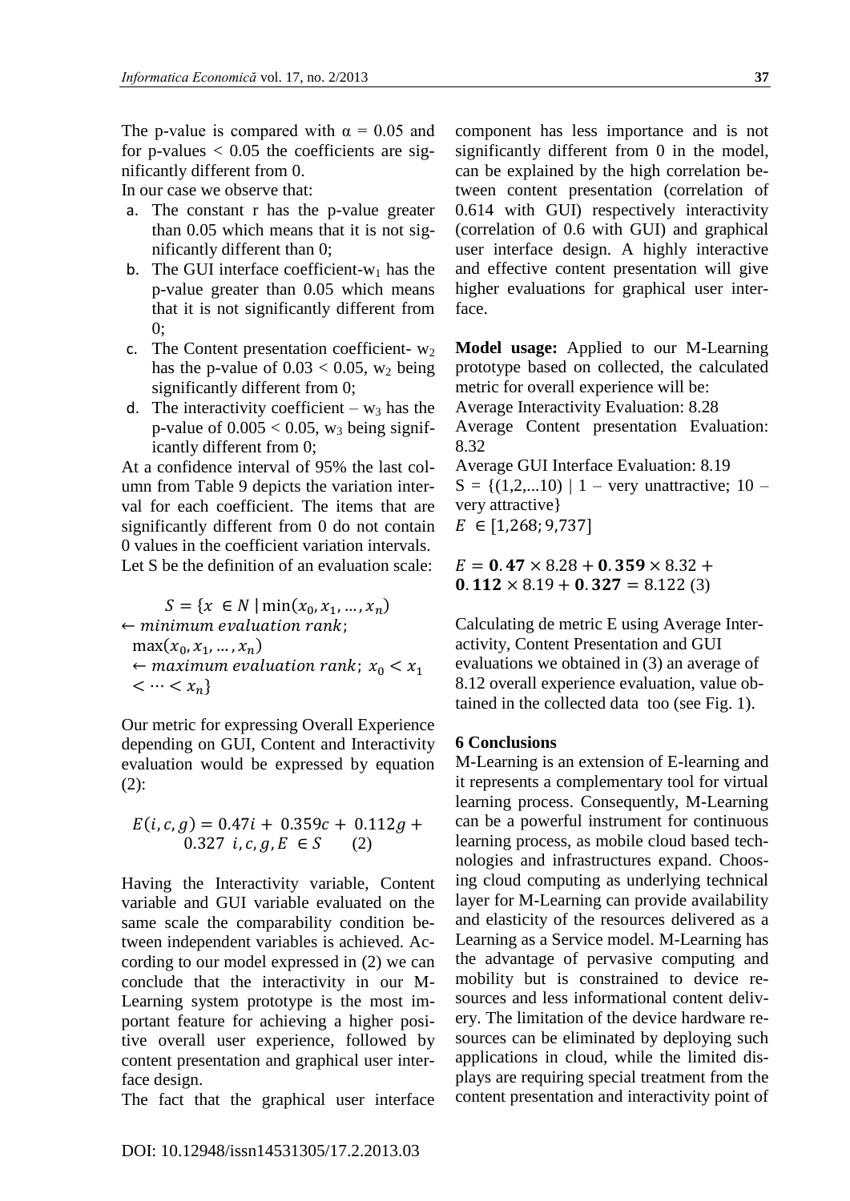The p-value is compared with $\alpha = 0.05$ and for p-values $< 0.05$ the coefficients are significantly different from 0.

In our case we observe that:

a. The constant r has the p-value greater than 0.05 which means that it is not significantly different than 0;
b. The GUI interface coefficient-$w_1$ has the p-value greater than 0.05 which means that it is not significantly different from 0;
c. The Content presentation coefficient- $w_2$ has the p-value of $0.03 < 0.05$, $w_2$ being significantly different from 0;
d. The interactivity coefficient – $w_3$ has the p-value of $0.005 < 0.05$, $w_3$ being significantly different from 0;

At a confidence interval of 95% the last column from Table 9 depicts the variation interval for each coefficient. The items that are significantly different from 0 do not contain 0 values in the coefficient variation intervals.

Let S be the definition of an evaluation scale:

$$S = \{x \in N \mid \min(x_0, x_1, \dots, x_n) \leftarrow minimum\ evaluation\ rank;\ \max(x_0, x_1, \dots, x_n) \leftarrow maximum\ evaluation\ rank;\ x_0 < x_1 < \dots < x_n\}$$

Our metric for expressing Overall Experience depending on GUI, Content and Interactivity evaluation would be expressed by equation (2):

$$E(i, c, g) = 0.47i + 0.359c + 0.112g + 0.327 \quad i, c, g, E \in S \qquad (2)$$

Having the Interactivity variable, Content variable and GUI variable evaluated on the same scale the comparability condition between independent variables is achieved. According to our model expressed in (2) we can conclude that the interactivity in our M-Learning system prototype is the most important feature for achieving a higher positive overall user experience, followed by content presentation and graphical user interface design.

The fact that the graphical user interface component has less importance and is not significantly different from 0 in the model, can be explained by the high correlation between content presentation (correlation of 0.614 with GUI) respectively interactivity (correlation of 0.6 with GUI) and graphical user interface design. A highly interactive and effective content presentation will give higher evaluations for graphical user interface.

**Model usage:** Applied to our M-Learning prototype based on collected, the calculated metric for overall experience will be:

Average Interactivity Evaluation: 8.28

Average Content presentation Evaluation: 8.32

Average GUI Interface Evaluation: 8.19

S = {(1,2,...10) | 1 – very unattractive; 10 – very attractive}

$E \in [1{,}268; 9{,}737]$

$$E = \mathbf{0.47} \times 8.28 + \mathbf{0.359} \times 8.32 + \mathbf{0.112} \times 8.19 + \mathbf{0.327} = 8.122 \ (3)$$

Calculating de metric E using Average Interactivity, Content Presentation and GUI evaluations we obtained in (3) an average of 8.12 overall experience evaluation, value obtained in the collected data too (see Fig. 1).

## 6 Conclusions

M-Learning is an extension of E-learning and it represents a complementary tool for virtual learning process. Consequently, M-Learning can be a powerful instrument for continuous learning process, as mobile cloud based technologies and infrastructures expand. Choosing cloud computing as underlying technical layer for M-Learning can provide availability and elasticity of the resources delivered as a Learning as a Service model. M-Learning has the advantage of pervasive computing and mobility but is constrained to device resources and less informational content delivery. The limitation of the device hardware resources can be eliminated by deploying such applications in cloud, while the limited displays are requiring special treatment from the content presentation and interactivity point of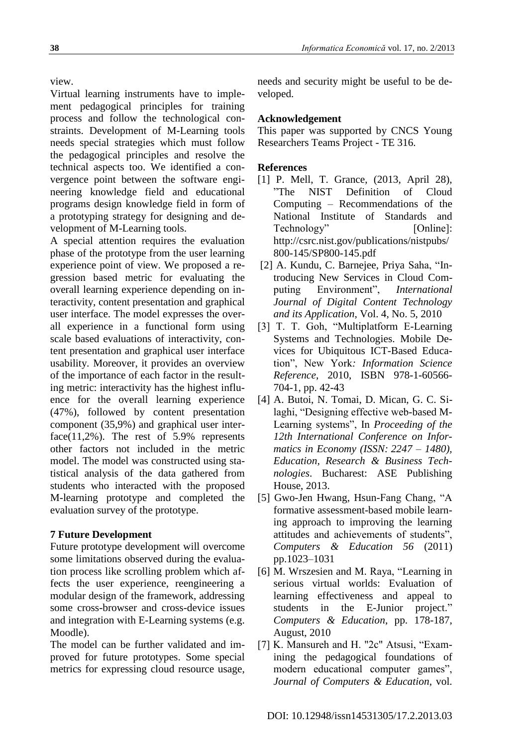view.

Virtual learning instruments have to implement pedagogical principles for training process and follow the technological constraints. Development of M-Learning tools needs special strategies which must follow the pedagogical principles and resolve the technical aspects too. We identified a convergence point between the software engineering knowledge field and educational programs design knowledge field in form of a prototyping strategy for designing and development of M-Learning tools.

A special attention requires the evaluation phase of the prototype from the user learning experience point of view. We proposed a regression based metric for evaluating the overall learning experience depending on interactivity, content presentation and graphical user interface. The model expresses the overall experience in a functional form using scale based evaluations of interactivity, content presentation and graphical user interface usability. Moreover, it provides an overview of the importance of each factor in the resulting metric: interactivity has the highest influence for the overall learning experience (47%), followed by content presentation component (35,9%) and graphical user interface(11,2%). The rest of 5.9% represents other factors not included in the metric model. The model was constructed using statistical analysis of the data gathered from students who interacted with the proposed M-learning prototype and completed the evaluation survey of the prototype.

## 7 Future Development

Future prototype development will overcome some limitations observed during the evaluation process like scrolling problem which affects the user experience, reengineering a modular design of the framework, addressing some cross-browser and cross-device issues and integration with E-Learning systems (e.g. Moodle).

The model can be further validated and improved for future prototypes. Some special metrics for expressing cloud resource usage, needs and security might be useful to be developed.

## Acknowledgement

This paper was supported by CNCS Young Researchers Teams Project - TE 316.

## References

[1] P. Mell, T. Grance, (2013, April 28), "The NIST Definition of Cloud Computing – Recommendations of the National Institute of Standards and Technology" [Online]: http://csrc.nist.gov/publications/nistpubs/800-145/SP800-145.pdf

[2] A. Kundu, C. Barnejee, Priya Saha, "Introducing New Services in Cloud Computing Environment", *International Journal of Digital Content Technology and its Application*, Vol. 4, No. 5, 2010

[3] T. T. Goh, "Multiplatform E-Learning Systems and Technologies. Mobile Devices for Ubiquitous ICT-Based Education", New York*: Information Science Reference*, 2010, ISBN 978-1-60566-704-1, pp. 42-43

[4] A. Butoi, N. Tomai, D. Mican, G. C. Silaghi, "Designing effective web-based M-Learning systems", In *Proceeding of the 12th International Conference on Informatics in Economy (ISSN: 2247 – 1480), Education, Research & Business Technologies*. Bucharest: ASE Publishing House, 2013.

[5] Gwo-Jen Hwang, Hsun-Fang Chang, "A formative assessment-based mobile learning approach to improving the learning attitudes and achievements of students", *Computers & Education 56* (2011) pp.1023–1031

[6] M. Wrszesien and M. Raya, "Learning in serious virtual worlds: Evaluation of learning effectiveness and appeal to students in the E-Junior project." *Computers & Education*, pp. 178-187, August, 2010

[7] K. Mansureh and H. "2c" Atsusi, "Examining the pedagogical foundations of modern educational computer games", *Journal of Computers & Education*, vol.

DOI: 10.12948/issn14531305/17.2.2013.03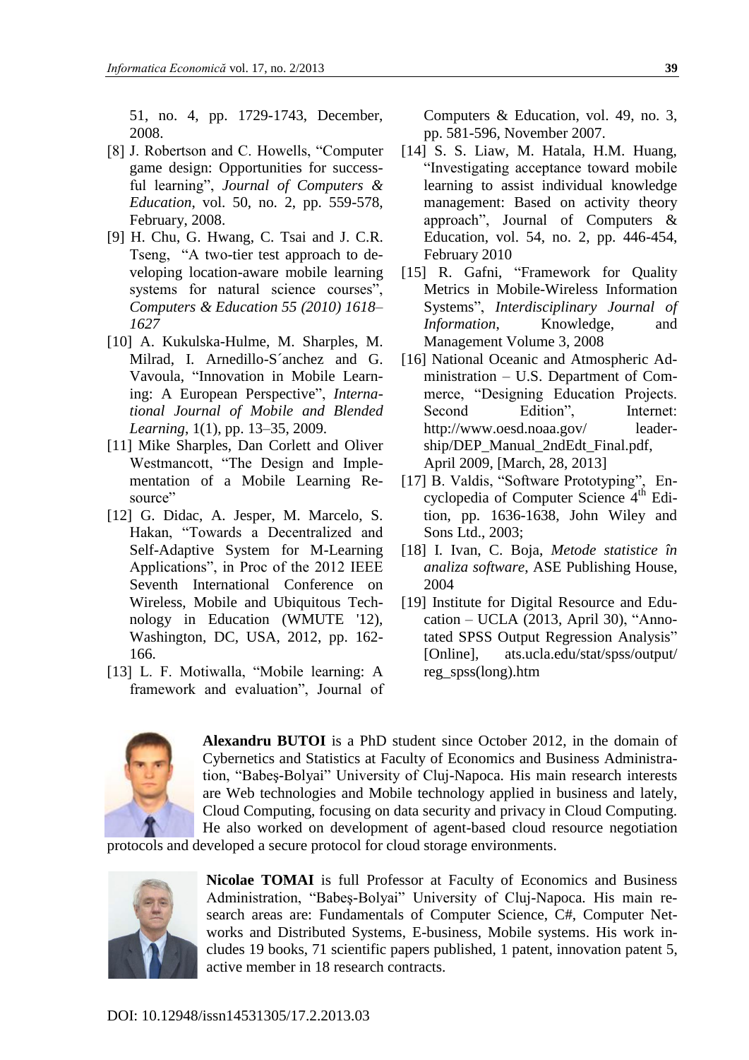51, no. 4, pp. 1729-1743, December, 2008.

[8] J. Robertson and C. Howells, "Computer game design: Opportunities for successful learning", *Journal of Computers & Education*, vol. 50, no. 2, pp. 559-578, February, 2008.

[9] H. Chu, G. Hwang, C. Tsai and J. C.R. Tseng, "A two-tier test approach to developing location-aware mobile learning systems for natural science courses", *Computers & Education 55 (2010) 1618–1627*

[10] A. Kukulska-Hulme, M. Sharples, M. Milrad, I. Arnedillo-S´anchez and G. Vavoula, "Innovation in Mobile Learning: A European Perspective", *International Journal of Mobile and Blended Learning*, 1(1), pp. 13–35, 2009.

[11] Mike Sharples, Dan Corlett and Oliver Westmancott, "The Design and Implementation of a Mobile Learning Resource"

[12] G. Didac, A. Jesper, M. Marcelo, S. Hakan, "Towards a Decentralized and Self-Adaptive System for M-Learning Applications", in Proc of the 2012 IEEE Seventh International Conference on Wireless, Mobile and Ubiquitous Technology in Education (WMUTE '12), Washington, DC, USA, 2012, pp. 162-166.

[13] L. F. Motiwalla, "Mobile learning: A framework and evaluation", Journal of Computers & Education, vol. 49, no. 3, pp. 581-596, November 2007.

[14] S. S. Liaw, M. Hatala, H.M. Huang, "Investigating acceptance toward mobile learning to assist individual knowledge management: Based on activity theory approach", Journal of Computers & Education, vol. 54, no. 2, pp. 446-454, February 2010

[15] R. Gafni, "Framework for Quality Metrics in Mobile-Wireless Information Systems", *Interdisciplinary Journal of Information*, Knowledge, and Management Volume 3, 2008

[16] National Oceanic and Atmospheric Administration – U.S. Department of Commerce, "Designing Education Projects. Second Edition", Internet: http://www.oesd.noaa.gov/ leadership/DEP_Manual_2ndEdt_Final.pdf, April 2009, [March, 28, 2013]

[17] B. Valdis, "Software Prototyping", Encyclopedia of Computer Science 4th Edition, pp. 1636-1638, John Wiley and Sons Ltd., 2003;

[18] I. Ivan, C. Boja, *Metode statistice în analiza software*, ASE Publishing House, 2004

[19] Institute for Digital Resource and Education – UCLA (2013, April 30), "Annotated SPSS Output Regression Analysis" [Online], ats.ucla.edu/stat/spss/output/ reg_spss(long).htm

**Alexandru BUTOI** is a PhD student since October 2012, in the domain of Cybernetics and Statistics at Faculty of Economics and Business Administration, "Babeş-Bolyai" University of Cluj-Napoca. His main research interests are Web technologies and Mobile technology applied in business and lately, Cloud Computing, focusing on data security and privacy in Cloud Computing. He also worked on development of agent-based cloud resource negotiation protocols and developed a secure protocol for cloud storage environments.

**Nicolae TOMAI** is full Professor at Faculty of Economics and Business Administration, "Babeş-Bolyai" University of Cluj-Napoca. His main research areas are: Fundamentals of Computer Science, C#, Computer Networks and Distributed Systems, E-business, Mobile systems. His work includes 19 books, 71 scientific papers published, 1 patent, innovation patent 5, active member in 18 research contracts.

DOI: 10.12948/issn14531305/17.2.2013.03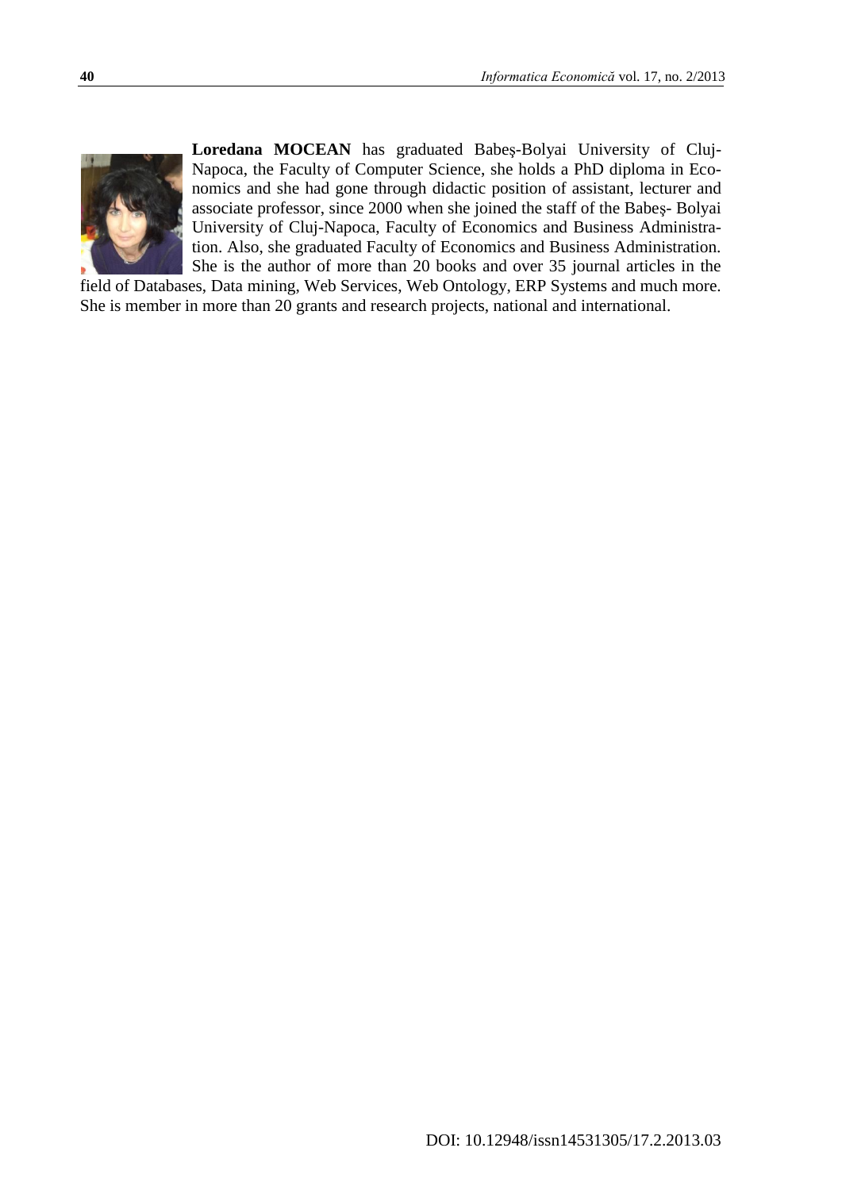**Loredana MOCEAN** has graduated Babeş-Bolyai University of Cluj-Napoca, the Faculty of Computer Science, she holds a PhD diploma in Economics and she had gone through didactic position of assistant, lecturer and associate professor, since 2000 when she joined the staff of the Babeş- Bolyai University of Cluj-Napoca, Faculty of Economics and Business Administration. Also, she graduated Faculty of Economics and Business Administration. She is the author of more than 20 books and over 35 journal articles in the field of Databases, Data mining, Web Services, Web Ontology, ERP Systems and much more. She is member in more than 20 grants and research projects, national and international.

DOI: 10.12948/issn14531305/17.2.2013.03